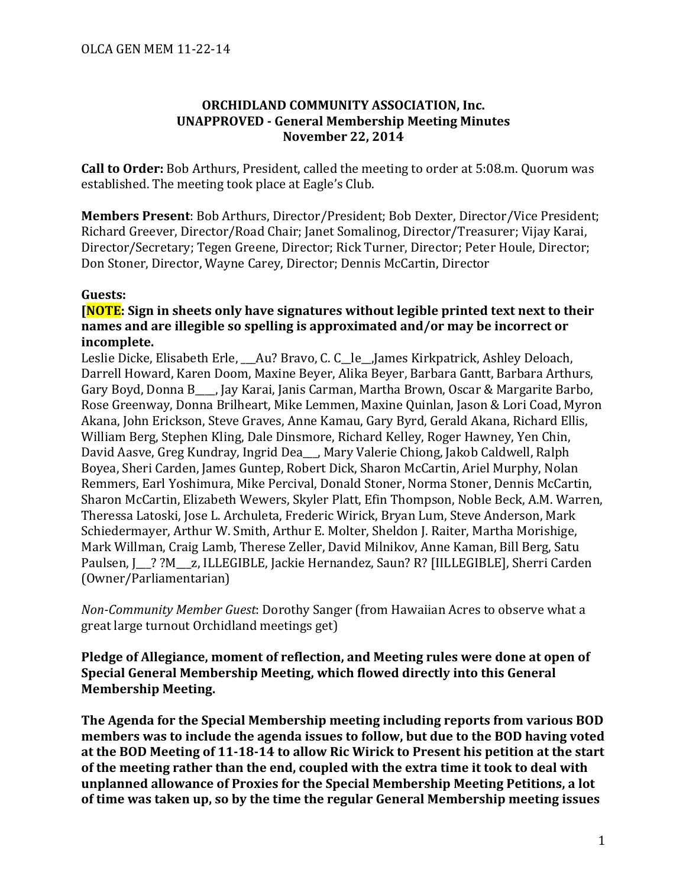**ORCHIDLAND COMMUNITY ASSOCIATION, Inc.**
**UNAPPROVED - General Membership Meeting Minutes**
**November 22, 2014**

**Call to Order:** Bob Arthurs, President, called the meeting to order at 5:08.m. Quorum was established. The meeting took place at Eagle's Club.

**Members Present**: Bob Arthurs, Director/President; Bob Dexter, Director/Vice President; Richard Greever, Director/Road Chair; Janet Somalinog, Director/Treasurer; Vijay Karai, Director/Secretary; Tegen Greene, Director; Rick Turner, Director; Peter Houle, Director; Don Stoner, Director, Wayne Carey, Director; Dennis McCartin, Director

**Guests:**

**[NOTE: Sign in sheets only have signatures without legible printed text next to their names and are illegible so spelling is approximated and/or may be incorrect or incomplete.**

Leslie Dicke, Elisabeth Erle, ___Au? Bravo, C. C__le__,James Kirkpatrick, Ashley Deloach, Darrell Howard, Karen Doom, Maxine Beyer, Alika Beyer, Barbara Gantt, Barbara Arthurs, Gary Boyd, Donna B____, Jay Karai, Janis Carman, Martha Brown, Oscar & Margarite Barbo, Rose Greenway, Donna Brilheart, Mike Lemmen, Maxine Quinlan, Jason & Lori Coad, Myron Akana, John Erickson, Steve Graves, Anne Kamau, Gary Byrd, Gerald Akana, Richard Ellis, William Berg, Stephen Kling, Dale Dinsmore, Richard Kelley, Roger Hawney, Yen Chin, David Aasve, Greg Kundray, Ingrid Dea___, Mary Valerie Chiong, Jakob Caldwell, Ralph Boyea, Sheri Carden, James Guntep, Robert Dick, Sharon McCartin, Ariel Murphy, Nolan Remmers, Earl Yoshimura, Mike Percival, Donald Stoner, Norma Stoner, Dennis McCartin, Sharon McCartin, Elizabeth Wewers, Skyler Platt, Efin Thompson, Noble Beck, A.M. Warren, Theressa Latoski, Jose L. Archuleta, Frederic Wirick, Bryan Lum, Steve Anderson, Mark Schiedermayer, Arthur W. Smith, Arthur E. Molter, Sheldon J. Raiter, Martha Morishige, Mark Willman, Craig Lamb, Therese Zeller, David Milnikov, Anne Kaman, Bill Berg, Satu Paulsen, J___? ?M___z, ILLEGIBLE, Jackie Hernandez, Saun? R? [IILLEGIBLE], Sherri Carden (Owner/Parliamentarian)

*Non-Community Member Guest*: Dorothy Sanger (from Hawaiian Acres to observe what a great large turnout Orchidland meetings get)

**Pledge of Allegiance, moment of reflection, and Meeting rules were done at open of Special General Membership Meeting, which flowed directly into this General Membership Meeting.**

**The Agenda for the Special Membership meeting including reports from various BOD members was to include the agenda issues to follow, but due to the BOD having voted at the BOD Meeting of 11-18-14 to allow Ric Wirick to Present his petition at the start of the meeting rather than the end, coupled with the extra time it took to deal with unplanned allowance of Proxies for the Special Membership Meeting Petitions, a lot of time was taken up, so by the time the regular General Membership meeting issues**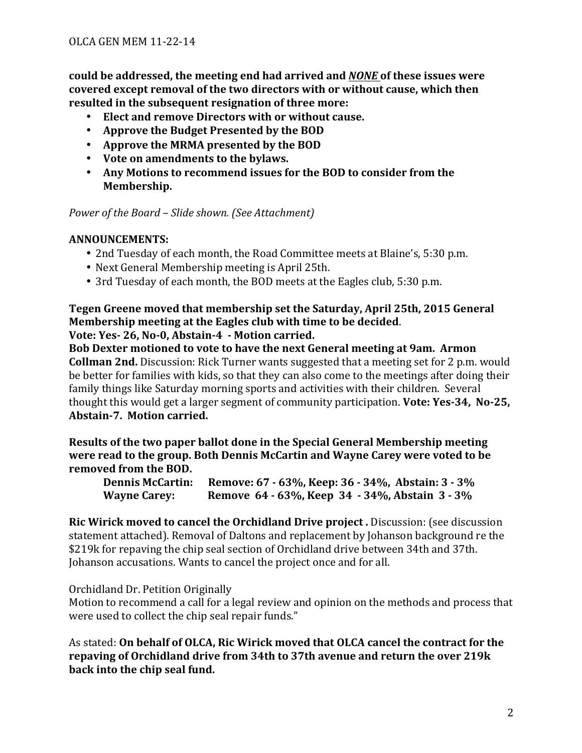**could be addressed, the meeting end had arrived and *NONE* of these issues were covered except removal of the two directors with or without cause, which then resulted in the subsequent resignation of three more:**

- **Elect and remove Directors with or without cause.**
- **Approve the Budget Presented by the BOD**
- **Approve the MRMA presented by the BOD**
- **Vote on amendments to the bylaws.**
- **Any Motions to recommend issues for the BOD to consider from the Membership.**

*Power of the Board – Slide shown. (See Attachment)*

**ANNOUNCEMENTS:**

- 2nd Tuesday of each month, the Road Committee meets at Blaine's, 5:30 p.m.
- Next General Membership meeting is April 25th.
- 3rd Tuesday of each month, the BOD meets at the Eagles club, 5:30 p.m.

**Tegen Greene moved that membership set the Saturday, April 25th, 2015 General Membership meeting at the Eagles club with time to be decided.**
**Vote: Yes- 26, No-0, Abstain-4 - Motion carried.**
**Bob Dexter motioned to vote to have the next General meeting at 9am. Armon Collman 2nd.** Discussion: Rick Turner wants suggested that a meeting set for 2 p.m. would be better for families with kids, so that they can also come to the meetings after doing their family things like Saturday morning sports and activities with their children. Several thought this would get a larger segment of community participation. **Vote: Yes-34, No-25, Abstain-7. Motion carried.**

**Results of the two paper ballot done in the Special General Membership meeting were read to the group. Both Dennis McCartin and Wayne Carey were voted to be removed from the BOD.**

**Dennis McCartin: Remove: 67 - 63%, Keep: 36 - 34%, Abstain: 3 - 3%**
**Wayne Carey: Remove 64 - 63%, Keep 34 - 34%, Abstain 3 - 3%**

**Ric Wirick moved to cancel the Orchidland Drive project .** Discussion: (see discussion statement attached). Removal of Daltons and replacement by Johanson background re the \$219k for repaving the chip seal section of Orchidland drive between 34th and 37th. Johanson accusations. Wants to cancel the project once and for all.

Orchidland Dr. Petition Originally
Motion to recommend a call for a legal review and opinion on the methods and process that were used to collect the chip seal repair funds."

As stated: **On behalf of OLCA, Ric Wirick moved that OLCA cancel the contract for the repaving of Orchidland drive from 34th to 37th avenue and return the over 219k back into the chip seal fund.**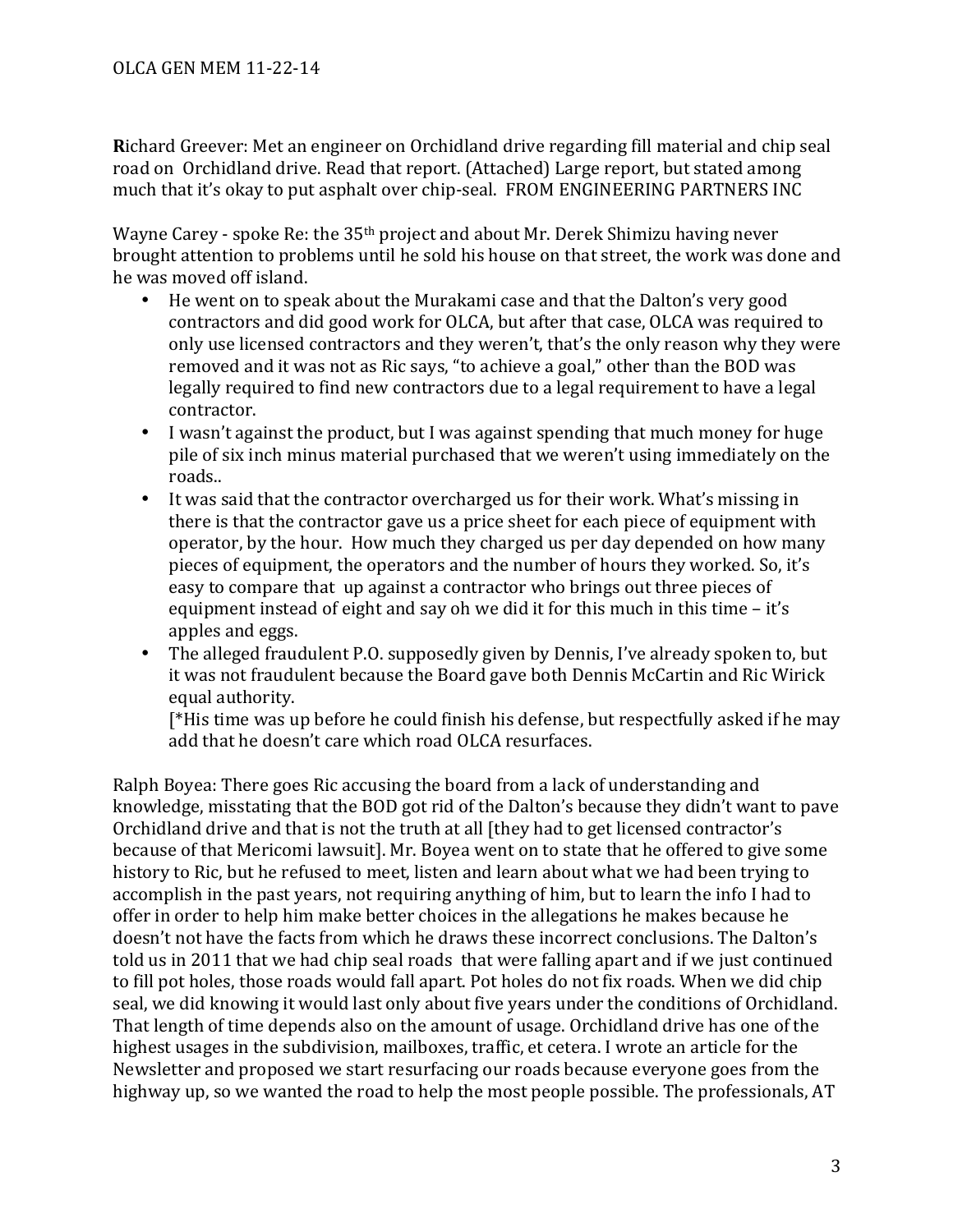**R**ichard Greever: Met an engineer on Orchidland drive regarding fill material and chip seal road on Orchidland drive. Read that report. (Attached) Large report, but stated among much that it's okay to put asphalt over chip-seal. FROM ENGINEERING PARTNERS INC

Wayne Carey - spoke Re: the 35th project and about Mr. Derek Shimizu having never brought attention to problems until he sold his house on that street, the work was done and he was moved off island.

- He went on to speak about the Murakami case and that the Dalton's very good contractors and did good work for OLCA, but after that case, OLCA was required to only use licensed contractors and they weren't, that's the only reason why they were removed and it was not as Ric says, "to achieve a goal," other than the BOD was legally required to find new contractors due to a legal requirement to have a legal contractor.
- I wasn't against the product, but I was against spending that much money for huge pile of six inch minus material purchased that we weren't using immediately on the roads..
- It was said that the contractor overcharged us for their work. What's missing in there is that the contractor gave us a price sheet for each piece of equipment with operator, by the hour. How much they charged us per day depended on how many pieces of equipment, the operators and the number of hours they worked. So, it's easy to compare that up against a contractor who brings out three pieces of equipment instead of eight and say oh we did it for this much in this time – it's apples and eggs.
- The alleged fraudulent P.O. supposedly given by Dennis, I've already spoken to, but it was not fraudulent because the Board gave both Dennis McCartin and Ric Wirick equal authority.

  [*His time was up before he could finish his defense, but respectfully asked if he may add that he doesn't care which road OLCA resurfaces.

Ralph Boyea: There goes Ric accusing the board from a lack of understanding and knowledge, misstating that the BOD got rid of the Dalton's because they didn't want to pave Orchidland drive and that is not the truth at all [they had to get licensed contractor's because of that Mericomi lawsuit]. Mr. Boyea went on to state that he offered to give some history to Ric, but he refused to meet, listen and learn about what we had been trying to accomplish in the past years, not requiring anything of him, but to learn the info I had to offer in order to help him make better choices in the allegations he makes because he doesn't not have the facts from which he draws these incorrect conclusions. The Dalton's told us in 2011 that we had chip seal roads that were falling apart and if we just continued to fill pot holes, those roads would fall apart. Pot holes do not fix roads. When we did chip seal, we did knowing it would last only about five years under the conditions of Orchidland. That length of time depends also on the amount of usage. Orchidland drive has one of the highest usages in the subdivision, mailboxes, traffic, et cetera. I wrote an article for the Newsletter and proposed we start resurfacing our roads because everyone goes from the highway up, so we wanted the road to help the most people possible. The professionals, AT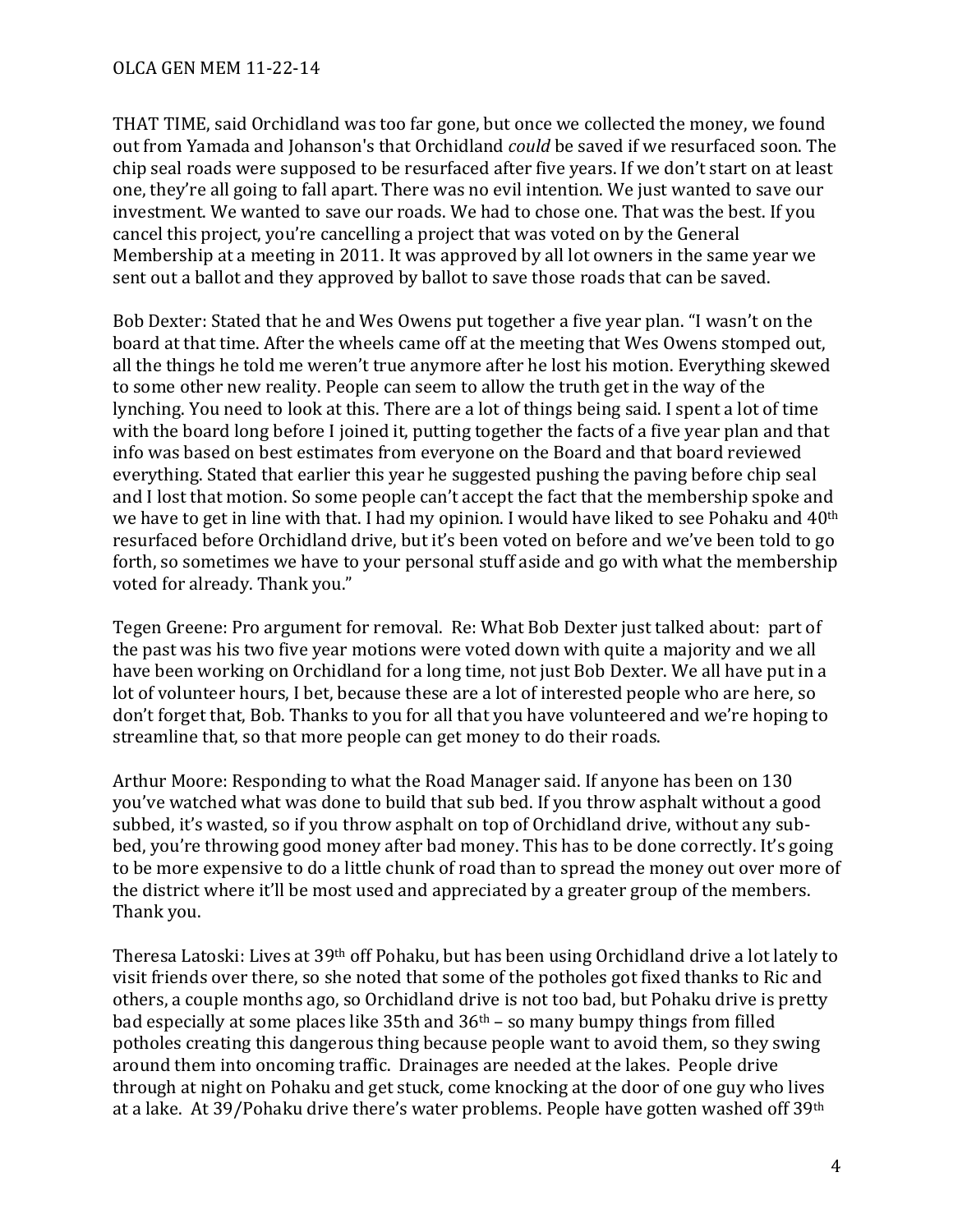THAT TIME, said Orchidland was too far gone, but once we collected the money, we found out from Yamada and Johanson's that Orchidland *could* be saved if we resurfaced soon. The chip seal roads were supposed to be resurfaced after five years. If we don't start on at least one, they're all going to fall apart. There was no evil intention. We just wanted to save our investment. We wanted to save our roads. We had to chose one. That was the best. If you cancel this project, you're cancelling a project that was voted on by the General Membership at a meeting in 2011. It was approved by all lot owners in the same year we sent out a ballot and they approved by ballot to save those roads that can be saved.

Bob Dexter: Stated that he and Wes Owens put together a five year plan. "I wasn't on the board at that time. After the wheels came off at the meeting that Wes Owens stomped out, all the things he told me weren't true anymore after he lost his motion. Everything skewed to some other new reality. People can seem to allow the truth get in the way of the lynching. You need to look at this. There are a lot of things being said. I spent a lot of time with the board long before I joined it, putting together the facts of a five year plan and that info was based on best estimates from everyone on the Board and that board reviewed everything. Stated that earlier this year he suggested pushing the paving before chip seal and I lost that motion. So some people can't accept the fact that the membership spoke and we have to get in line with that. I had my opinion. I would have liked to see Pohaku and 40th resurfaced before Orchidland drive, but it's been voted on before and we've been told to go forth, so sometimes we have to your personal stuff aside and go with what the membership voted for already. Thank you."

Tegen Greene: Pro argument for removal. Re: What Bob Dexter just talked about: part of the past was his two five year motions were voted down with quite a majority and we all have been working on Orchidland for a long time, not just Bob Dexter. We all have put in a lot of volunteer hours, I bet, because these are a lot of interested people who are here, so don't forget that, Bob. Thanks to you for all that you have volunteered and we're hoping to streamline that, so that more people can get money to do their roads.

Arthur Moore: Responding to what the Road Manager said. If anyone has been on 130 you've watched what was done to build that sub bed. If you throw asphalt without a good subbed, it's wasted, so if you throw asphalt on top of Orchidland drive, without any sub-bed, you're throwing good money after bad money. This has to be done correctly. It's going to be more expensive to do a little chunk of road than to spread the money out over more of the district where it'll be most used and appreciated by a greater group of the members. Thank you.

Theresa Latoski: Lives at 39th off Pohaku, but has been using Orchidland drive a lot lately to visit friends over there, so she noted that some of the potholes got fixed thanks to Ric and others, a couple months ago, so Orchidland drive is not too bad, but Pohaku drive is pretty bad especially at some places like 35th and 36th – so many bumpy things from filled potholes creating this dangerous thing because people want to avoid them, so they swing around them into oncoming traffic. Drainages are needed at the lakes. People drive through at night on Pohaku and get stuck, come knocking at the door of one guy who lives at a lake. At 39/Pohaku drive there's water problems. People have gotten washed off 39th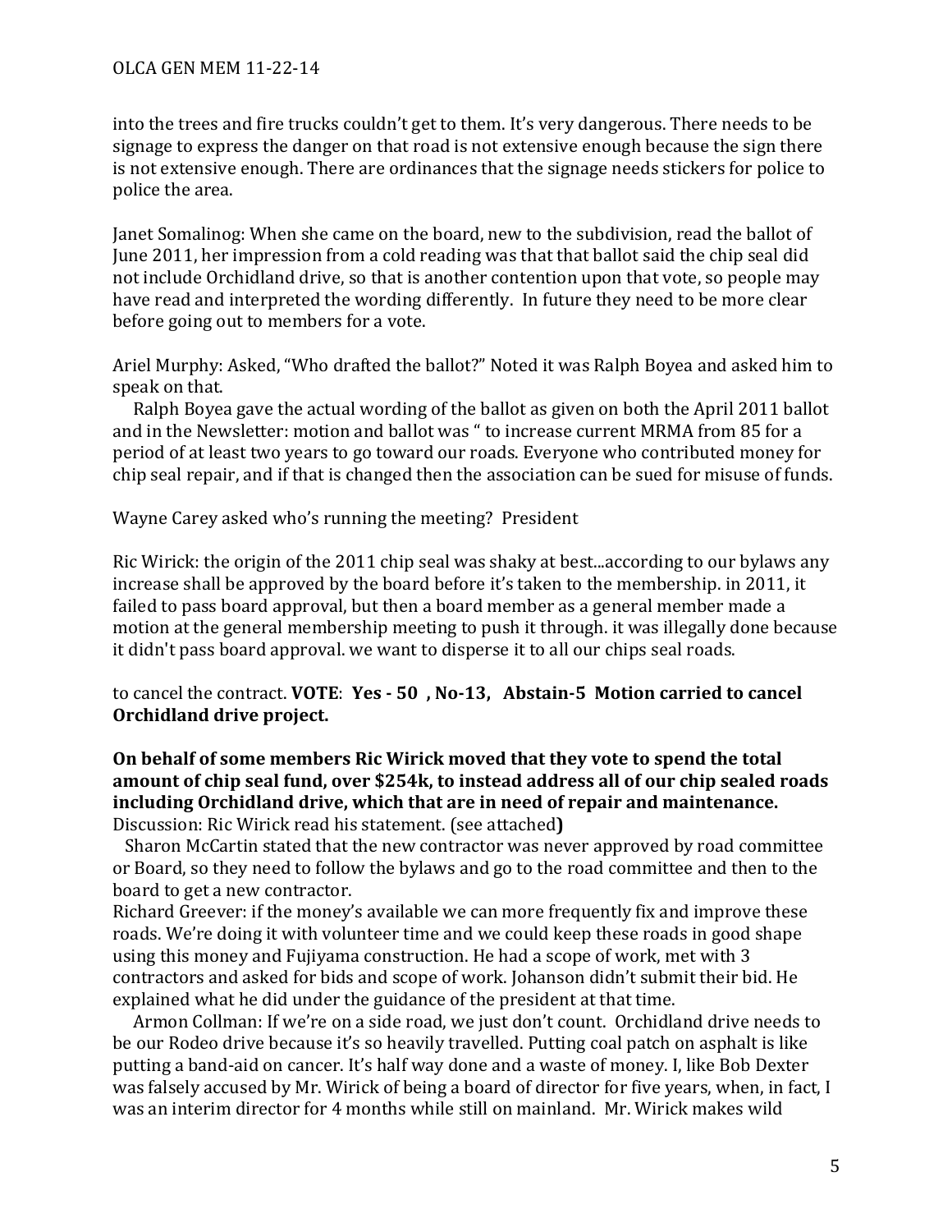into the trees and fire trucks couldn't get to them. It's very dangerous. There needs to be signage to express the danger on that road is not extensive enough because the sign there is not extensive enough. There are ordinances that the signage needs stickers for police to police the area.

Janet Somalinog: When she came on the board, new to the subdivision, read the ballot of June 2011, her impression from a cold reading was that that ballot said the chip seal did not include Orchidland drive, so that is another contention upon that vote, so people may have read and interpreted the wording differently. In future they need to be more clear before going out to members for a vote.

Ariel Murphy: Asked, "Who drafted the ballot?" Noted it was Ralph Boyea and asked him to speak on that.

Ralph Boyea gave the actual wording of the ballot as given on both the April 2011 ballot and in the Newsletter: motion and ballot was " to increase current MRMA from 85 for a period of at least two years to go toward our roads. Everyone who contributed money for chip seal repair, and if that is changed then the association can be sued for misuse of funds.

Wayne Carey asked who's running the meeting? President

Ric Wirick: the origin of the 2011 chip seal was shaky at best...according to our bylaws any increase shall be approved by the board before it's taken to the membership. in 2011, it failed to pass board approval, but then a board member as a general member made a motion at the general membership meeting to push it through. it was illegally done because it didn't pass board approval. we want to disperse it to all our chips seal roads.

to cancel the contract. **VOTE**: **Yes - 50 , No-13, Abstain-5 Motion carried to cancel Orchidland drive project.**

**On behalf of some members Ric Wirick moved that they vote to spend the total amount of chip seal fund, over $254k, to instead address all of our chip sealed roads including Orchidland drive, which that are in need of repair and maintenance.**
Discussion: Ric Wirick read his statement. (see attached**)**

Sharon McCartin stated that the new contractor was never approved by road committee or Board, so they need to follow the bylaws and go to the road committee and then to the board to get a new contractor.

Richard Greever: if the money's available we can more frequently fix and improve these roads. We're doing it with volunteer time and we could keep these roads in good shape using this money and Fujiyama construction. He had a scope of work, met with 3 contractors and asked for bids and scope of work. Johanson didn't submit their bid. He explained what he did under the guidance of the president at that time.

Armon Collman: If we're on a side road, we just don't count. Orchidland drive needs to be our Rodeo drive because it's so heavily travelled. Putting coal patch on asphalt is like putting a band-aid on cancer. It's half way done and a waste of money. I, like Bob Dexter was falsely accused by Mr. Wirick of being a board of director for five years, when, in fact, I was an interim director for 4 months while still on mainland. Mr. Wirick makes wild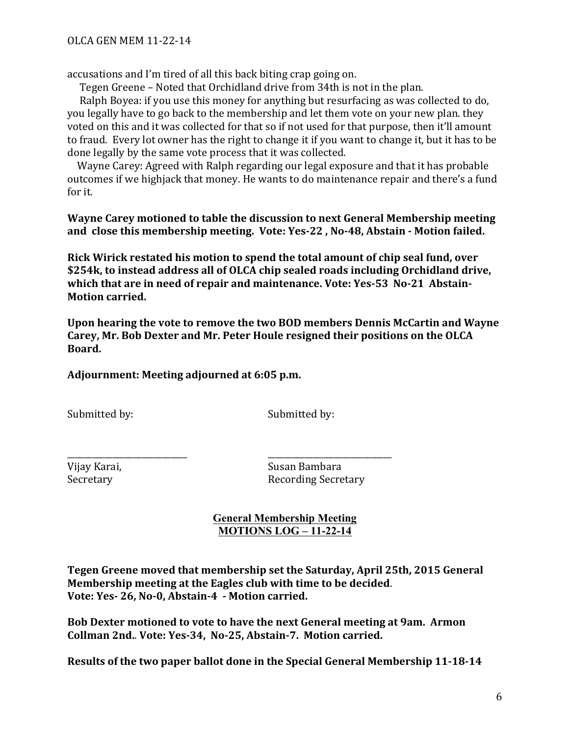accusations and I'm tired of all this back biting crap going on.

Tegen Greene – Noted that Orchidland drive from 34th is not in the plan.

Ralph Boyea: if you use this money for anything but resurfacing as was collected to do, you legally have to go back to the membership and let them vote on your new plan. they voted on this and it was collected for that so if not used for that purpose, then it'll amount to fraud. Every lot owner has the right to change it if you want to change it, but it has to be done legally by the same vote process that it was collected.

Wayne Carey: Agreed with Ralph regarding our legal exposure and that it has probable outcomes if we highjack that money. He wants to do maintenance repair and there's a fund for it.

**Wayne Carey motioned to table the discussion to next General Membership meeting and close this membership meeting. Vote: Yes-22 , No-48, Abstain - Motion failed.**

**Rick Wirick restated his motion to spend the total amount of chip seal fund, over $254k, to instead address all of OLCA chip sealed roads including Orchidland drive, which that are in need of repair and maintenance. Vote: Yes-53 No-21 Abstain- Motion carried.**

**Upon hearing the vote to remove the two BOD members Dennis McCartin and Wayne Carey, Mr. Bob Dexter and Mr. Peter Houle resigned their positions on the OLCA Board.**

**Adjournment: Meeting adjourned at 6:05 p.m.**

Submitted by: Submitted by:

\_\_\_\_\_\_\_\_\_\_\_\_\_\_\_\_\_\_\_\_\_\_\_\_\_\_\_\_ \_\_\_\_\_\_\_\_\_\_\_\_\_\_\_\_\_\_\_\_\_\_\_\_\_\_\_\_

Vijay Karai, Secretary

Susan Bambara, Recording Secretary

## General Membership Meeting
## MOTIONS LOG – 11-22-14

**Tegen Greene moved that membership set the Saturday, April 25th, 2015 General Membership meeting at the Eagles club with time to be decided.**
**Vote: Yes- 26, No-0, Abstain-4 - Motion carried.**

**Bob Dexter motioned to vote to have the next General meeting at 9am. Armon Collman 2nd.. Vote: Yes-34, No-25, Abstain-7. Motion carried.**

**Results of the two paper ballot done in the Special General Membership 11-18-14**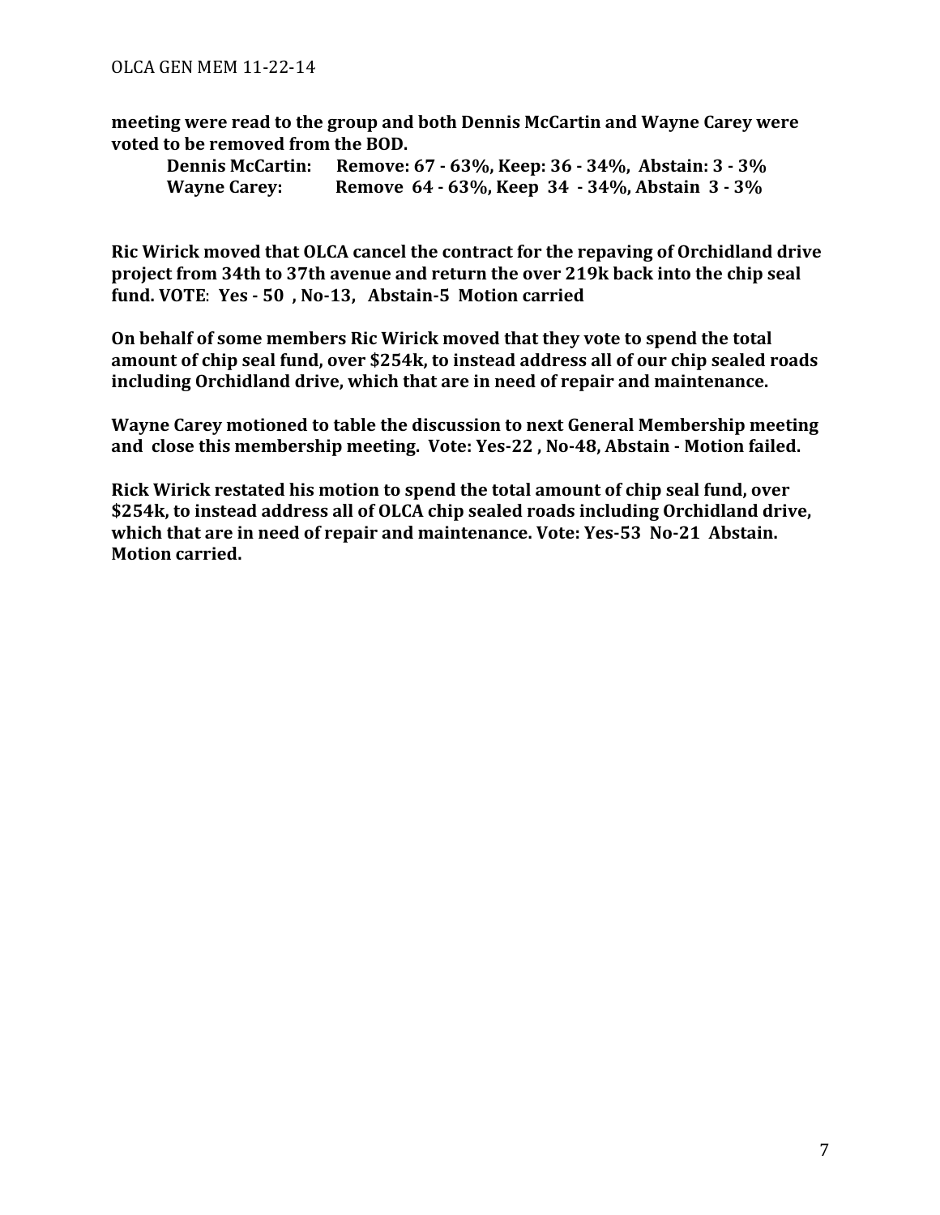**meeting were read to the group and both Dennis McCartin and Wayne Carey were voted to be removed from the BOD.**

**Dennis McCartin: Remove: 67 - 63%, Keep: 36 - 34%, Abstain: 3 - 3%**
**Wayne Carey: Remove 64 - 63%, Keep 34 - 34%, Abstain 3 - 3%**

**Ric Wirick moved that OLCA cancel the contract for the repaving of Orchidland drive project from 34th to 37th avenue and return the over 219k back into the chip seal fund. VOTE: Yes - 50 , No-13, Abstain-5 Motion carried**

**On behalf of some members Ric Wirick moved that they vote to spend the total amount of chip seal fund, over $254k, to instead address all of our chip sealed roads including Orchidland drive, which that are in need of repair and maintenance.**

**Wayne Carey motioned to table the discussion to next General Membership meeting and close this membership meeting. Vote: Yes-22 , No-48, Abstain - Motion failed.**

**Rick Wirick restated his motion to spend the total amount of chip seal fund, over $254k, to instead address all of OLCA chip sealed roads including Orchidland drive, which that are in need of repair and maintenance. Vote: Yes-53 No-21 Abstain. Motion carried.**